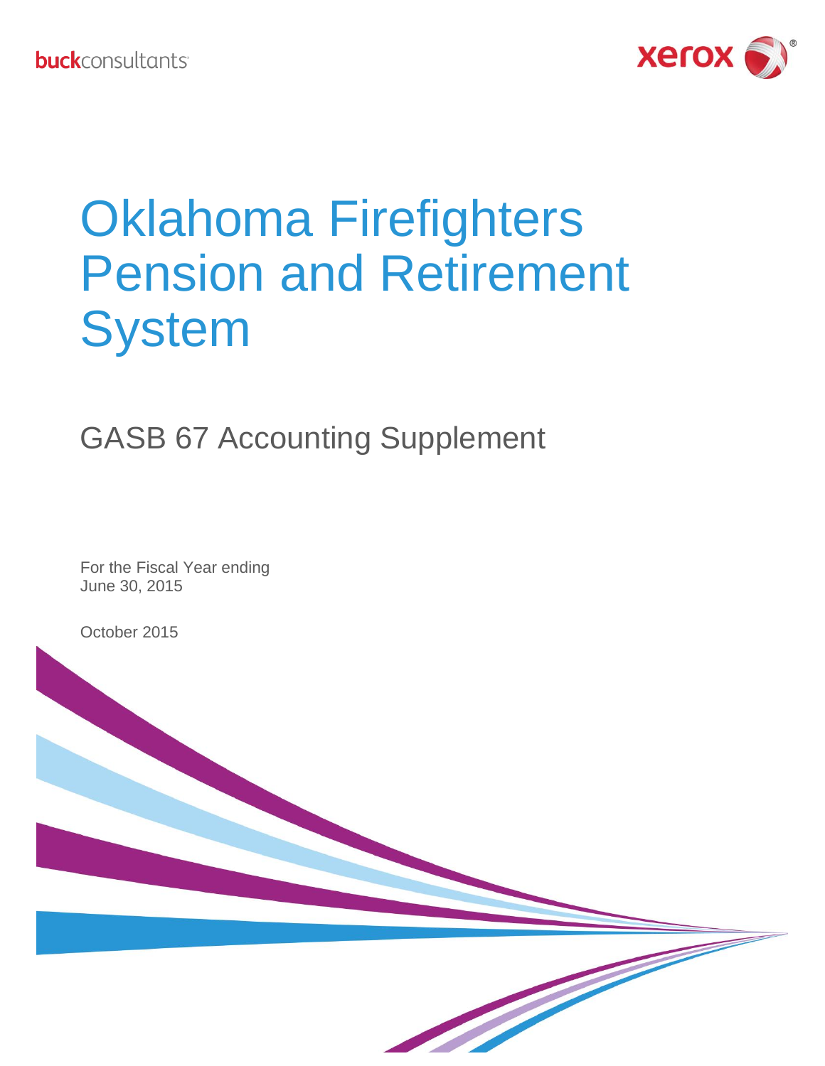buckconsultants

xerox

# Oklahoma Firefighters Pension and Retirement System

## GASB 67 Accounting Supplement

For the Fiscal Year ending
June 30, 2015

October 2015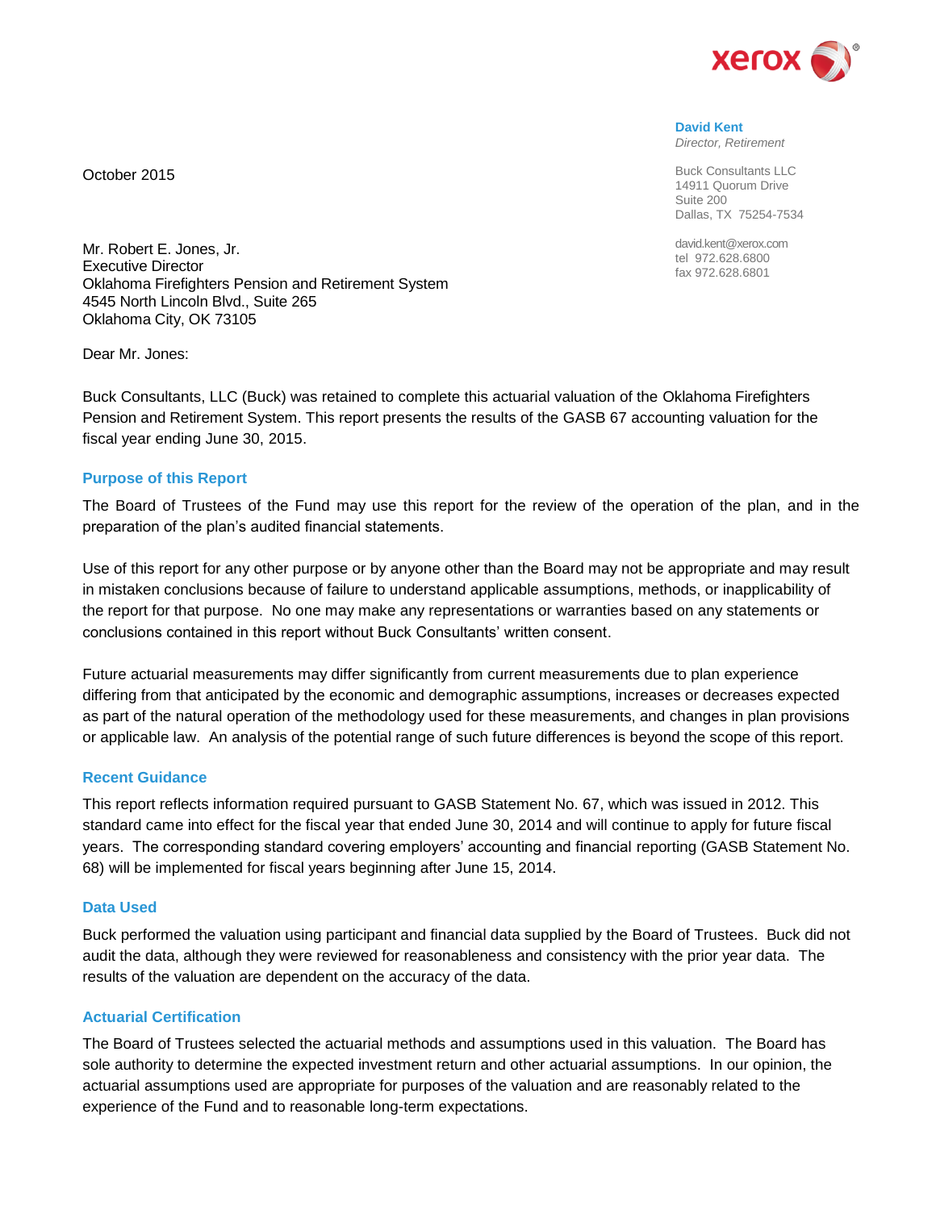**David Kent**
*Director, Retirement*

Buck Consultants LLC
14911 Quorum Drive
Suite 200
Dallas, TX 75254-7534

david.kent@xerox.com
tel 972.628.6800
fax 972.628.6801

October 2015

Mr. Robert E. Jones, Jr.
Executive Director
Oklahoma Firefighters Pension and Retirement System
4545 North Lincoln Blvd., Suite 265
Oklahoma City, OK 73105

Dear Mr. Jones:

Buck Consultants, LLC (Buck) was retained to complete this actuarial valuation of the Oklahoma Firefighters Pension and Retirement System. This report presents the results of the GASB 67 accounting valuation for the fiscal year ending June 30, 2015.

## Purpose of this Report

The Board of Trustees of the Fund may use this report for the review of the operation of the plan, and in the preparation of the plan's audited financial statements.

Use of this report for any other purpose or by anyone other than the Board may not be appropriate and may result in mistaken conclusions because of failure to understand applicable assumptions, methods, or inapplicability of the report for that purpose. No one may make any representations or warranties based on any statements or conclusions contained in this report without Buck Consultants' written consent.

Future actuarial measurements may differ significantly from current measurements due to plan experience differing from that anticipated by the economic and demographic assumptions, increases or decreases expected as part of the natural operation of the methodology used for these measurements, and changes in plan provisions or applicable law. An analysis of the potential range of such future differences is beyond the scope of this report.

## Recent Guidance

This report reflects information required pursuant to GASB Statement No. 67, which was issued in 2012. This standard came into effect for the fiscal year that ended June 30, 2014 and will continue to apply for future fiscal years. The corresponding standard covering employers' accounting and financial reporting (GASB Statement No. 68) will be implemented for fiscal years beginning after June 15, 2014.

## Data Used

Buck performed the valuation using participant and financial data supplied by the Board of Trustees. Buck did not audit the data, although they were reviewed for reasonableness and consistency with the prior year data. The results of the valuation are dependent on the accuracy of the data.

## Actuarial Certification

The Board of Trustees selected the actuarial methods and assumptions used in this valuation. The Board has sole authority to determine the expected investment return and other actuarial assumptions. In our opinion, the actuarial assumptions used are appropriate for purposes of the valuation and are reasonably related to the experience of the Fund and to reasonable long-term expectations.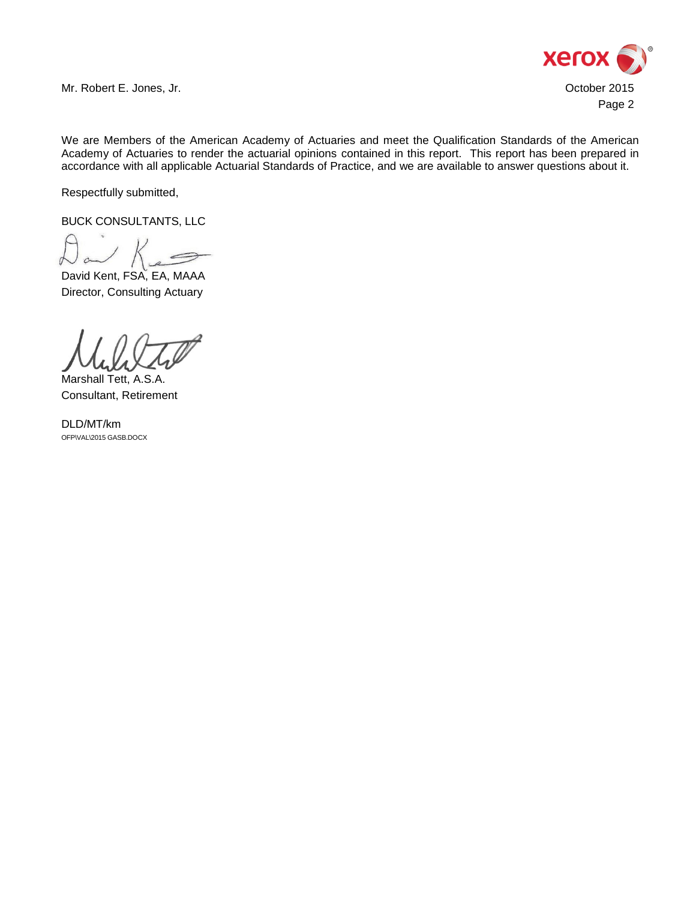We are Members of the American Academy of Actuaries and meet the Qualification Standards of the American Academy of Actuaries to render the actuarial opinions contained in this report. This report has been prepared in accordance with all applicable Actuarial Standards of Practice, and we are available to answer questions about it.

Respectfully submitted,

BUCK CONSULTANTS, LLC

David Kent, FSA, EA, MAAA
Director, Consulting Actuary

Marshall Tett, A.S.A.
Consultant, Retirement

DLD/MT/km
OFP\VAL\2015 GASB.DOCX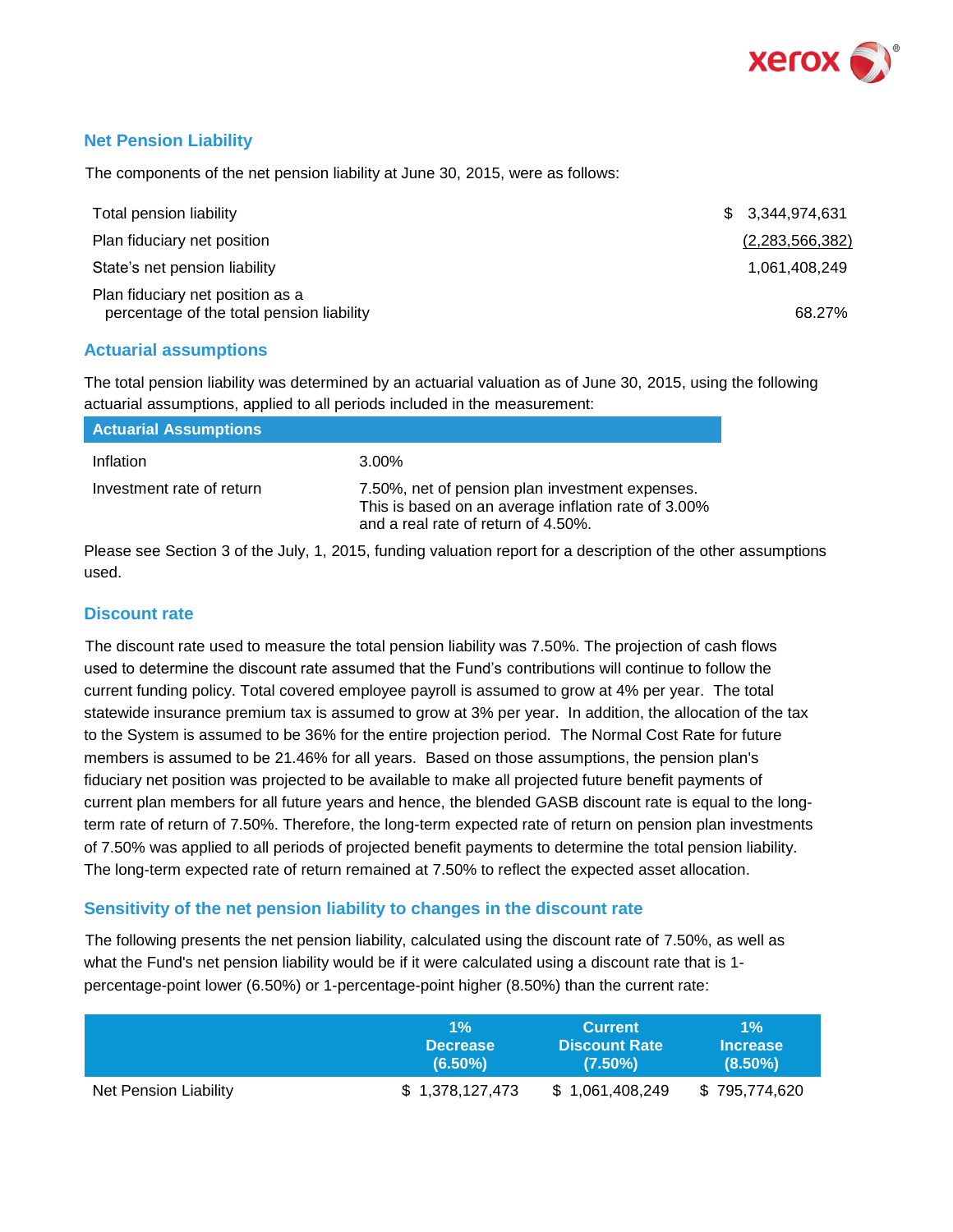## Net Pension Liability

The components of the net pension liability at June 30, 2015, were as follows:

| | |
|---|---|
| Total pension liability | $ 3,344,974,631 |
| Plan fiduciary net position | (2,283,566,382) |
| State's net pension liability | 1,061,408,249 |
| Plan fiduciary net position as a percentage of the total pension liability | 68.27% |

## Actuarial assumptions

The total pension liability was determined by an actuarial valuation as of June 30, 2015, using the following actuarial assumptions, applied to all periods included in the measurement:

| Actuarial Assumptions | |
|---|---|
| Inflation | 3.00% |
| Investment rate of return | 7.50%, net of pension plan investment expenses. This is based on an average inflation rate of 3.00% and a real rate of return of 4.50%. |

Please see Section 3 of the July, 1, 2015, funding valuation report for a description of the other assumptions used.

## Discount rate

The discount rate used to measure the total pension liability was 7.50%. The projection of cash flows used to determine the discount rate assumed that the Fund's contributions will continue to follow the current funding policy. Total covered employee payroll is assumed to grow at 4% per year. The total statewide insurance premium tax is assumed to grow at 3% per year. In addition, the allocation of the tax to the System is assumed to be 36% for the entire projection period. The Normal Cost Rate for future members is assumed to be 21.46% for all years. Based on those assumptions, the pension plan's fiduciary net position was projected to be available to make all projected future benefit payments of current plan members for all future years and hence, the blended GASB discount rate is equal to the long-term rate of return of 7.50%. Therefore, the long-term expected rate of return on pension plan investments of 7.50% was applied to all periods of projected benefit payments to determine the total pension liability. The long-term expected rate of return remained at 7.50% to reflect the expected asset allocation.

## Sensitivity of the net pension liability to changes in the discount rate

The following presents the net pension liability, calculated using the discount rate of 7.50%, as well as what the Fund's net pension liability would be if it were calculated using a discount rate that is 1-percentage-point lower (6.50%) or 1-percentage-point higher (8.50%) than the current rate:

| | 1% Decrease (6.50%) | Current Discount Rate (7.50%) | 1% Increase (8.50%) |
|---|---|---|---|
| Net Pension Liability | $ 1,378,127,473 | $ 1,061,408,249 | $ 795,774,620 |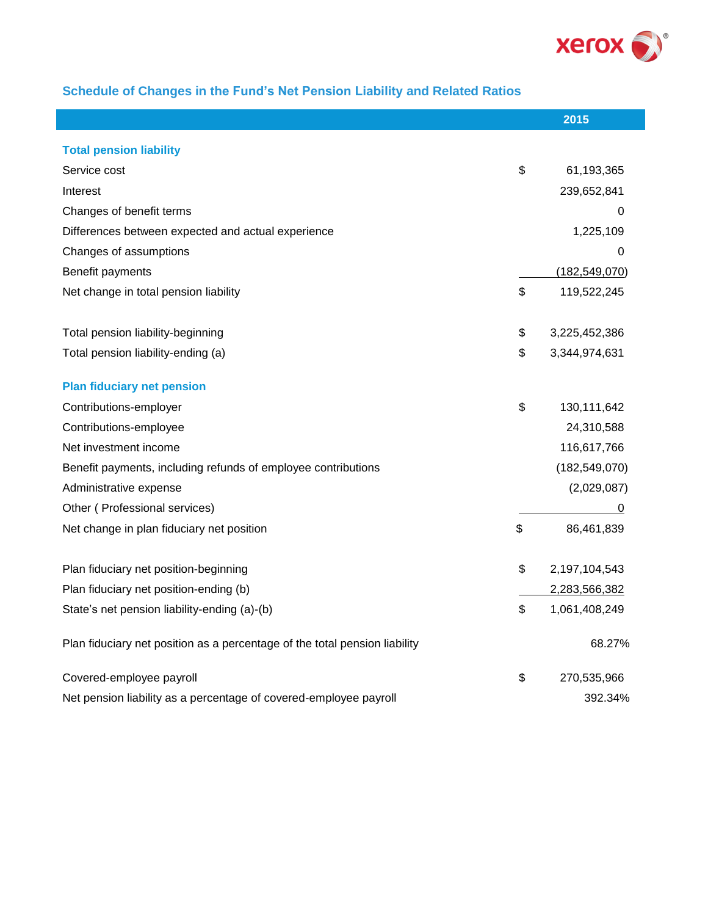## Schedule of Changes in the Fund's Net Pension Liability and Related Ratios

| | 2015 |
|---|---|
| **Total pension liability** | |
| Service cost | $ 61,193,365 |
| Interest | 239,652,841 |
| Changes of benefit terms | 0 |
| Differences between expected and actual experience | 1,225,109 |
| Changes of assumptions | 0 |
| Benefit payments | (182,549,070) |
| Net change in total pension liability | $ 119,522,245 |
| | |
| Total pension liability-beginning | $ 3,225,452,386 |
| Total pension liability-ending (a) | $ 3,344,974,631 |
| | |
| **Plan fiduciary net pension** | |
| Contributions-employer | $ 130,111,642 |
| Contributions-employee | 24,310,588 |
| Net investment income | 116,617,766 |
| Benefit payments, including refunds of employee contributions | (182,549,070) |
| Administrative expense | (2,029,087) |
| Other ( Professional services) | 0 |
| Net change in plan fiduciary net position | $ 86,461,839 |
| | |
| Plan fiduciary net position-beginning | $ 2,197,104,543 |
| Plan fiduciary net position-ending (b) | 2,283,566,382 |
| State's net pension liability-ending (a)-(b) | $ 1,061,408,249 |
| | |
| Plan fiduciary net position as a percentage of the total pension liability | 68.27% |
| | |
| Covered-employee payroll | $ 270,535,966 |
| Net pension liability as a percentage of covered-employee payroll | 392.34% |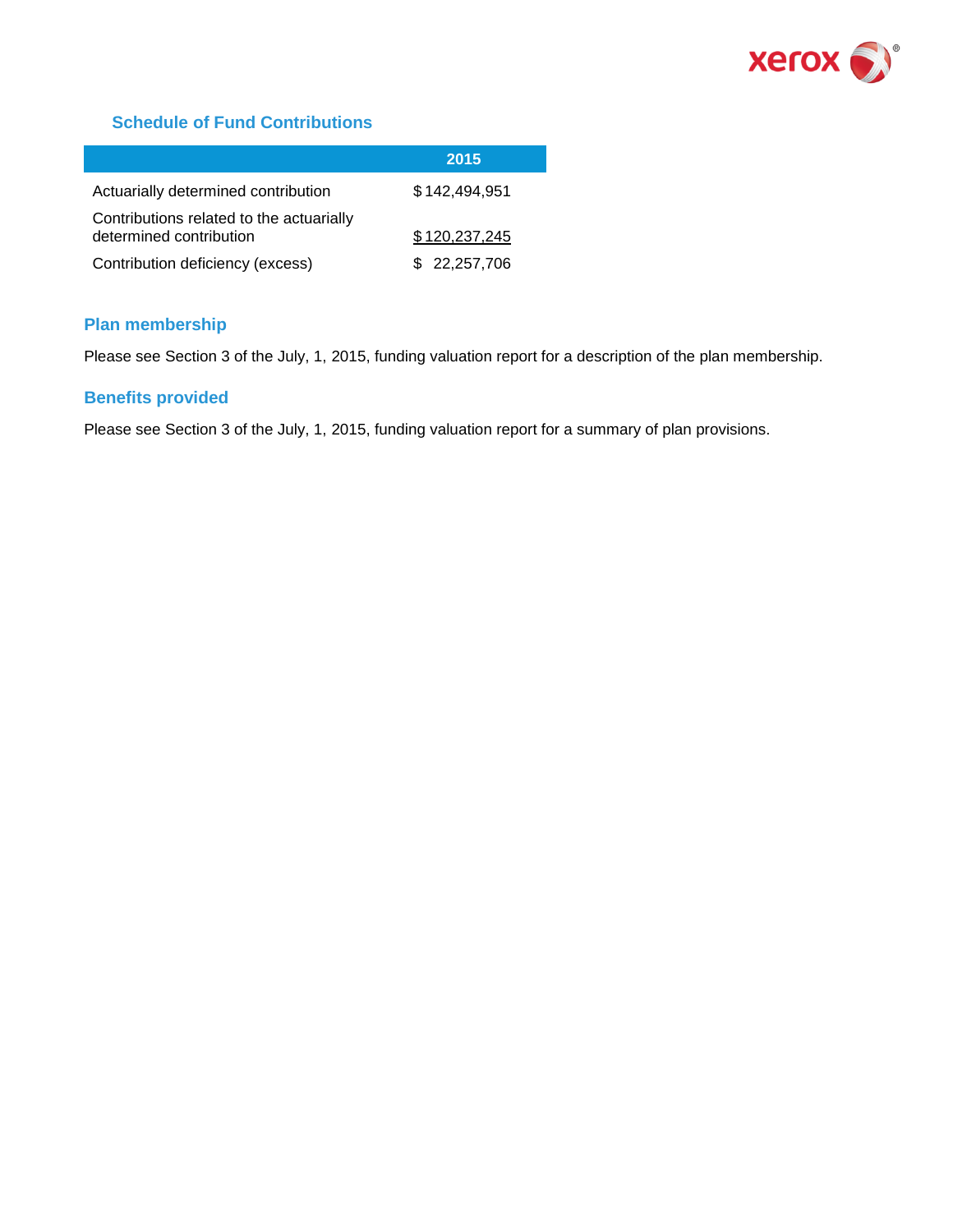## Schedule of Fund Contributions

| | 2015 |
|---|---|
| Actuarially determined contribution | $ 142,494,951 |
| Contributions related to the actuarially determined contribution | $ 120,237,245 |
| Contribution deficiency (excess) | $ 22,257,706 |

## Plan membership

Please see Section 3 of the July, 1, 2015, funding valuation report for a description of the plan membership.

## Benefits provided

Please see Section 3 of the July, 1, 2015, funding valuation report for a summary of plan provisions.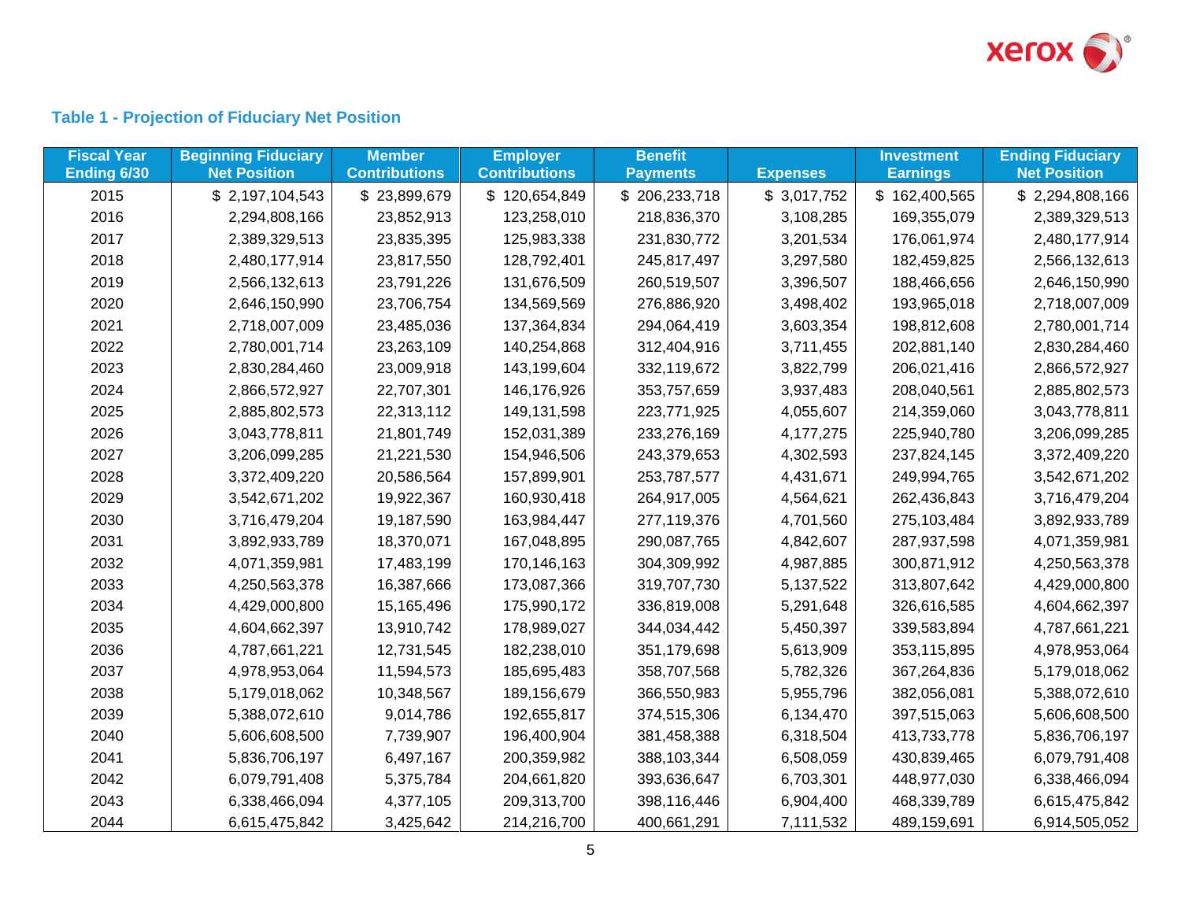### Table 1 - Projection of Fiduciary Net Position

| Fiscal Year Ending 6/30 | Beginning Fiduciary Net Position | Member Contributions | Employer Contributions | Benefit Payments | Expenses | Investment Earnings | Ending Fiduciary Net Position |
|---|---|---|---|---|---|---|---|
| 2015 | $ 2,197,104,543 | $ 23,899,679 | $ 120,654,849 | $ 206,233,718 | $ 3,017,752 | $ 162,400,565 | $ 2,294,808,166 |
| 2016 | 2,294,808,166 | 23,852,913 | 123,258,010 | 218,836,370 | 3,108,285 | 169,355,079 | 2,389,329,513 |
| 2017 | 2,389,329,513 | 23,835,395 | 125,983,338 | 231,830,772 | 3,201,534 | 176,061,974 | 2,480,177,914 |
| 2018 | 2,480,177,914 | 23,817,550 | 128,792,401 | 245,817,497 | 3,297,580 | 182,459,825 | 2,566,132,613 |
| 2019 | 2,566,132,613 | 23,791,226 | 131,676,509 | 260,519,507 | 3,396,507 | 188,466,656 | 2,646,150,990 |
| 2020 | 2,646,150,990 | 23,706,754 | 134,569,569 | 276,886,920 | 3,498,402 | 193,965,018 | 2,718,007,009 |
| 2021 | 2,718,007,009 | 23,485,036 | 137,364,834 | 294,064,419 | 3,603,354 | 198,812,608 | 2,780,001,714 |
| 2022 | 2,780,001,714 | 23,263,109 | 140,254,868 | 312,404,916 | 3,711,455 | 202,881,140 | 2,830,284,460 |
| 2023 | 2,830,284,460 | 23,009,918 | 143,199,604 | 332,119,672 | 3,822,799 | 206,021,416 | 2,866,572,927 |
| 2024 | 2,866,572,927 | 22,707,301 | 146,176,926 | 353,757,659 | 3,937,483 | 208,040,561 | 2,885,802,573 |
| 2025 | 2,885,802,573 | 22,313,112 | 149,131,598 | 223,771,925 | 4,055,607 | 214,359,060 | 3,043,778,811 |
| 2026 | 3,043,778,811 | 21,801,749 | 152,031,389 | 233,276,169 | 4,177,275 | 225,940,780 | 3,206,099,285 |
| 2027 | 3,206,099,285 | 21,221,530 | 154,946,506 | 243,379,653 | 4,302,593 | 237,824,145 | 3,372,409,220 |
| 2028 | 3,372,409,220 | 20,586,564 | 157,899,901 | 253,787,577 | 4,431,671 | 249,994,765 | 3,542,671,202 |
| 2029 | 3,542,671,202 | 19,922,367 | 160,930,418 | 264,917,005 | 4,564,621 | 262,436,843 | 3,716,479,204 |
| 2030 | 3,716,479,204 | 19,187,590 | 163,984,447 | 277,119,376 | 4,701,560 | 275,103,484 | 3,892,933,789 |
| 2031 | 3,892,933,789 | 18,370,071 | 167,048,895 | 290,087,765 | 4,842,607 | 287,937,598 | 4,071,359,981 |
| 2032 | 4,071,359,981 | 17,483,199 | 170,146,163 | 304,309,992 | 4,987,885 | 300,871,912 | 4,250,563,378 |
| 2033 | 4,250,563,378 | 16,387,666 | 173,087,366 | 319,707,730 | 5,137,522 | 313,807,642 | 4,429,000,800 |
| 2034 | 4,429,000,800 | 15,165,496 | 175,990,172 | 336,819,008 | 5,291,648 | 326,616,585 | 4,604,662,397 |
| 2035 | 4,604,662,397 | 13,910,742 | 178,989,027 | 344,034,442 | 5,450,397 | 339,583,894 | 4,787,661,221 |
| 2036 | 4,787,661,221 | 12,731,545 | 182,238,010 | 351,179,698 | 5,613,909 | 353,115,895 | 4,978,953,064 |
| 2037 | 4,978,953,064 | 11,594,573 | 185,695,483 | 358,707,568 | 5,782,326 | 367,264,836 | 5,179,018,062 |
| 2038 | 5,179,018,062 | 10,348,567 | 189,156,679 | 366,550,983 | 5,955,796 | 382,056,081 | 5,388,072,610 |
| 2039 | 5,388,072,610 | 9,014,786 | 192,655,817 | 374,515,306 | 6,134,470 | 397,515,063 | 5,606,608,500 |
| 2040 | 5,606,608,500 | 7,739,907 | 196,400,904 | 381,458,388 | 6,318,504 | 413,733,778 | 5,836,706,197 |
| 2041 | 5,836,706,197 | 6,497,167 | 200,359,982 | 388,103,344 | 6,508,059 | 430,839,465 | 6,079,791,408 |
| 2042 | 6,079,791,408 | 5,375,784 | 204,661,820 | 393,636,647 | 6,703,301 | 448,977,030 | 6,338,466,094 |
| 2043 | 6,338,466,094 | 4,377,105 | 209,313,700 | 398,116,446 | 6,904,400 | 468,339,789 | 6,615,475,842 |
| 2044 | 6,615,475,842 | 3,425,642 | 214,216,700 | 400,661,291 | 7,111,532 | 489,159,691 | 6,914,505,052 |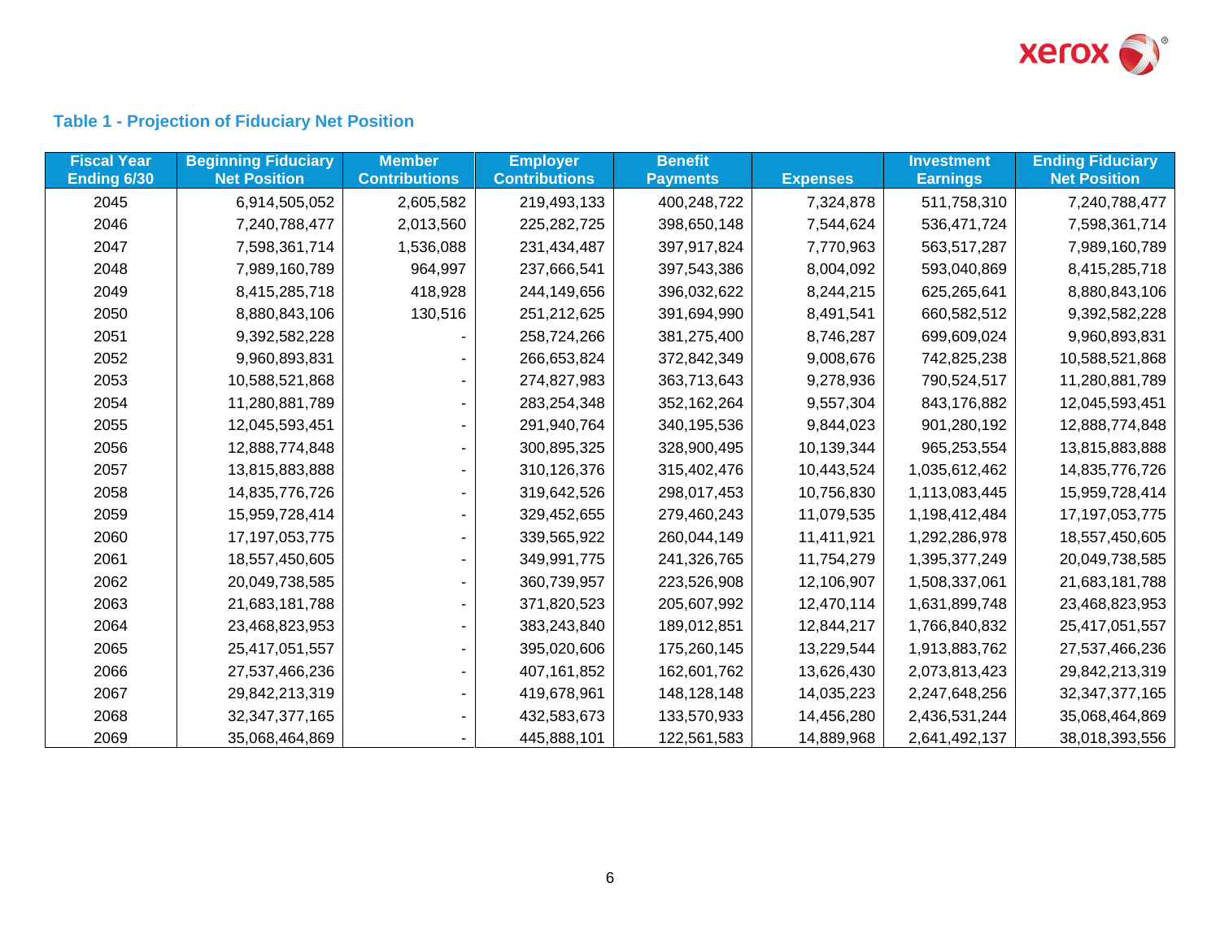### Table 1 - Projection of Fiduciary Net Position

| Fiscal Year Ending 6/30 | Beginning Fiduciary Net Position | Member Contributions | Employer Contributions | Benefit Payments | Expenses | Investment Earnings | Ending Fiduciary Net Position |
|---|---|---|---|---|---|---|---|
| 2045 | 6,914,505,052 | 2,605,582 | 219,493,133 | 400,248,722 | 7,324,878 | 511,758,310 | 7,240,788,477 |
| 2046 | 7,240,788,477 | 2,013,560 | 225,282,725 | 398,650,148 | 7,544,624 | 536,471,724 | 7,598,361,714 |
| 2047 | 7,598,361,714 | 1,536,088 | 231,434,487 | 397,917,824 | 7,770,963 | 563,517,287 | 7,989,160,789 |
| 2048 | 7,989,160,789 | 964,997 | 237,666,541 | 397,543,386 | 8,004,092 | 593,040,869 | 8,415,285,718 |
| 2049 | 8,415,285,718 | 418,928 | 244,149,656 | 396,032,622 | 8,244,215 | 625,265,641 | 8,880,843,106 |
| 2050 | 8,880,843,106 | 130,516 | 251,212,625 | 391,694,990 | 8,491,541 | 660,582,512 | 9,392,582,228 |
| 2051 | 9,392,582,228 | - | 258,724,266 | 381,275,400 | 8,746,287 | 699,609,024 | 9,960,893,831 |
| 2052 | 9,960,893,831 | - | 266,653,824 | 372,842,349 | 9,008,676 | 742,825,238 | 10,588,521,868 |
| 2053 | 10,588,521,868 | - | 274,827,983 | 363,713,643 | 9,278,936 | 790,524,517 | 11,280,881,789 |
| 2054 | 11,280,881,789 | - | 283,254,348 | 352,162,264 | 9,557,304 | 843,176,882 | 12,045,593,451 |
| 2055 | 12,045,593,451 | - | 291,940,764 | 340,195,536 | 9,844,023 | 901,280,192 | 12,888,774,848 |
| 2056 | 12,888,774,848 | - | 300,895,325 | 328,900,495 | 10,139,344 | 965,253,554 | 13,815,883,888 |
| 2057 | 13,815,883,888 | - | 310,126,376 | 315,402,476 | 10,443,524 | 1,035,612,462 | 14,835,776,726 |
| 2058 | 14,835,776,726 | - | 319,642,526 | 298,017,453 | 10,756,830 | 1,113,083,445 | 15,959,728,414 |
| 2059 | 15,959,728,414 | - | 329,452,655 | 279,460,243 | 11,079,535 | 1,198,412,484 | 17,197,053,775 |
| 2060 | 17,197,053,775 | - | 339,565,922 | 260,044,149 | 11,411,921 | 1,292,286,978 | 18,557,450,605 |
| 2061 | 18,557,450,605 | - | 349,991,775 | 241,326,765 | 11,754,279 | 1,395,377,249 | 20,049,738,585 |
| 2062 | 20,049,738,585 | - | 360,739,957 | 223,526,908 | 12,106,907 | 1,508,337,061 | 21,683,181,788 |
| 2063 | 21,683,181,788 | - | 371,820,523 | 205,607,992 | 12,470,114 | 1,631,899,748 | 23,468,823,953 |
| 2064 | 23,468,823,953 | - | 383,243,840 | 189,012,851 | 12,844,217 | 1,766,840,832 | 25,417,051,557 |
| 2065 | 25,417,051,557 | - | 395,020,606 | 175,260,145 | 13,229,544 | 1,913,883,762 | 27,537,466,236 |
| 2066 | 27,537,466,236 | - | 407,161,852 | 162,601,762 | 13,626,430 | 2,073,813,423 | 29,842,213,319 |
| 2067 | 29,842,213,319 | - | 419,678,961 | 148,128,148 | 14,035,223 | 2,247,648,256 | 32,347,377,165 |
| 2068 | 32,347,377,165 | - | 432,583,673 | 133,570,933 | 14,456,280 | 2,436,531,244 | 35,068,464,869 |
| 2069 | 35,068,464,869 | - | 445,888,101 | 122,561,583 | 14,889,968 | 2,641,492,137 | 38,018,393,556 |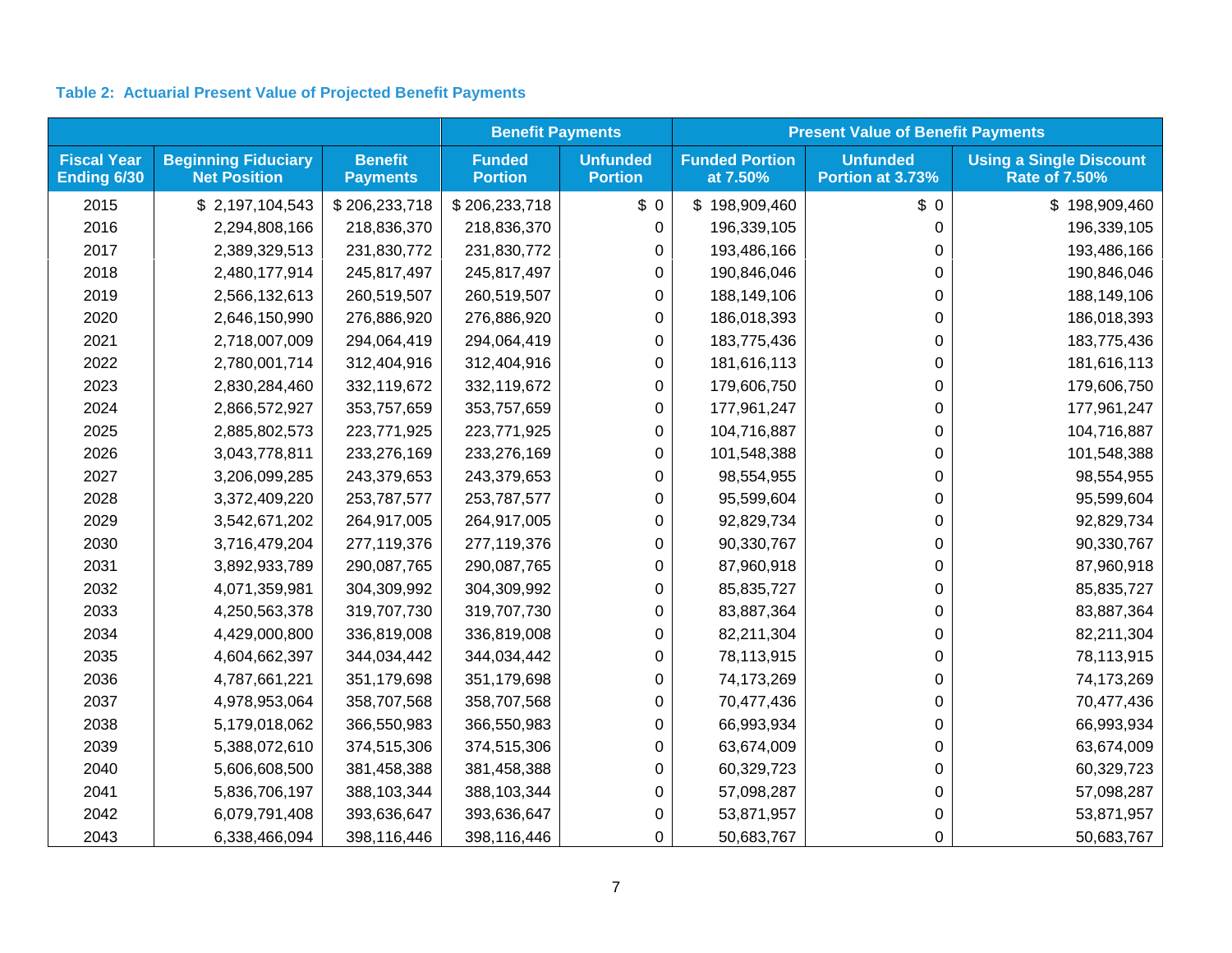**Table 2: Actuarial Present Value of Projected Benefit Payments**

| | | | Benefit Payments | | Present Value of Benefit Payments | | |
|---|---|---|---|---|---|---|---|
| Fiscal Year Ending 6/30 | Beginning Fiduciary Net Position | Benefit Payments | Funded Portion | Unfunded Portion | Funded Portion at 7.50% | Unfunded Portion at 3.73% | Using a Single Discount Rate of 7.50% |
| 2015 | $ 2,197,104,543 | $ 206,233,718 | $ 206,233,718 | $ 0 | $ 198,909,460 | $ 0 | $ 198,909,460 |
| 2016 | 2,294,808,166 | 218,836,370 | 218,836,370 | 0 | 196,339,105 | 0 | 196,339,105 |
| 2017 | 2,389,329,513 | 231,830,772 | 231,830,772 | 0 | 193,486,166 | 0 | 193,486,166 |
| 2018 | 2,480,177,914 | 245,817,497 | 245,817,497 | 0 | 190,846,046 | 0 | 190,846,046 |
| 2019 | 2,566,132,613 | 260,519,507 | 260,519,507 | 0 | 188,149,106 | 0 | 188,149,106 |
| 2020 | 2,646,150,990 | 276,886,920 | 276,886,920 | 0 | 186,018,393 | 0 | 186,018,393 |
| 2021 | 2,718,007,009 | 294,064,419 | 294,064,419 | 0 | 183,775,436 | 0 | 183,775,436 |
| 2022 | 2,780,001,714 | 312,404,916 | 312,404,916 | 0 | 181,616,113 | 0 | 181,616,113 |
| 2023 | 2,830,284,460 | 332,119,672 | 332,119,672 | 0 | 179,606,750 | 0 | 179,606,750 |
| 2024 | 2,866,572,927 | 353,757,659 | 353,757,659 | 0 | 177,961,247 | 0 | 177,961,247 |
| 2025 | 2,885,802,573 | 223,771,925 | 223,771,925 | 0 | 104,716,887 | 0 | 104,716,887 |
| 2026 | 3,043,778,811 | 233,276,169 | 233,276,169 | 0 | 101,548,388 | 0 | 101,548,388 |
| 2027 | 3,206,099,285 | 243,379,653 | 243,379,653 | 0 | 98,554,955 | 0 | 98,554,955 |
| 2028 | 3,372,409,220 | 253,787,577 | 253,787,577 | 0 | 95,599,604 | 0 | 95,599,604 |
| 2029 | 3,542,671,202 | 264,917,005 | 264,917,005 | 0 | 92,829,734 | 0 | 92,829,734 |
| 2030 | 3,716,479,204 | 277,119,376 | 277,119,376 | 0 | 90,330,767 | 0 | 90,330,767 |
| 2031 | 3,892,933,789 | 290,087,765 | 290,087,765 | 0 | 87,960,918 | 0 | 87,960,918 |
| 2032 | 4,071,359,981 | 304,309,992 | 304,309,992 | 0 | 85,835,727 | 0 | 85,835,727 |
| 2033 | 4,250,563,378 | 319,707,730 | 319,707,730 | 0 | 83,887,364 | 0 | 83,887,364 |
| 2034 | 4,429,000,800 | 336,819,008 | 336,819,008 | 0 | 82,211,304 | 0 | 82,211,304 |
| 2035 | 4,604,662,397 | 344,034,442 | 344,034,442 | 0 | 78,113,915 | 0 | 78,113,915 |
| 2036 | 4,787,661,221 | 351,179,698 | 351,179,698 | 0 | 74,173,269 | 0 | 74,173,269 |
| 2037 | 4,978,953,064 | 358,707,568 | 358,707,568 | 0 | 70,477,436 | 0 | 70,477,436 |
| 2038 | 5,179,018,062 | 366,550,983 | 366,550,983 | 0 | 66,993,934 | 0 | 66,993,934 |
| 2039 | 5,388,072,610 | 374,515,306 | 374,515,306 | 0 | 63,674,009 | 0 | 63,674,009 |
| 2040 | 5,606,608,500 | 381,458,388 | 381,458,388 | 0 | 60,329,723 | 0 | 60,329,723 |
| 2041 | 5,836,706,197 | 388,103,344 | 388,103,344 | 0 | 57,098,287 | 0 | 57,098,287 |
| 2042 | 6,079,791,408 | 393,636,647 | 393,636,647 | 0 | 53,871,957 | 0 | 53,871,957 |
| 2043 | 6,338,466,094 | 398,116,446 | 398,116,446 | 0 | 50,683,767 | 0 | 50,683,767 |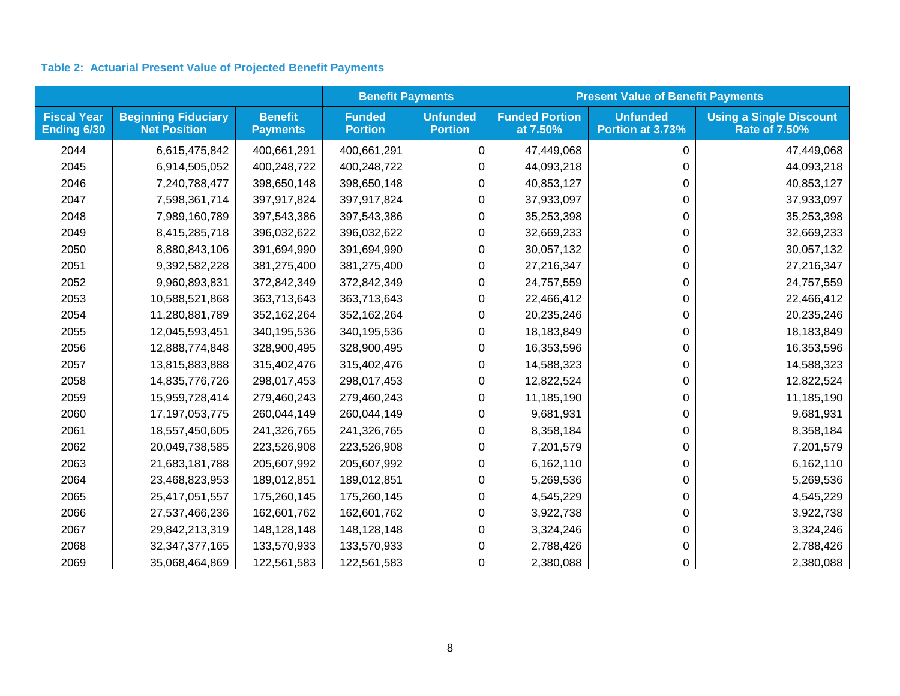**Table 2: Actuarial Present Value of Projected Benefit Payments**

| | | | Benefit Payments | | Present Value of Benefit Payments | | |
|---|---|---|---|---|---|---|---|
| Fiscal Year Ending 6/30 | Beginning Fiduciary Net Position | Benefit Payments | Funded Portion | Unfunded Portion | Funded Portion at 7.50% | Unfunded Portion at 3.73% | Using a Single Discount Rate of 7.50% |
| 2044 | 6,615,475,842 | 400,661,291 | 400,661,291 | 0 | 47,449,068 | 0 | 47,449,068 |
| 2045 | 6,914,505,052 | 400,248,722 | 400,248,722 | 0 | 44,093,218 | 0 | 44,093,218 |
| 2046 | 7,240,788,477 | 398,650,148 | 398,650,148 | 0 | 40,853,127 | 0 | 40,853,127 |
| 2047 | 7,598,361,714 | 397,917,824 | 397,917,824 | 0 | 37,933,097 | 0 | 37,933,097 |
| 2048 | 7,989,160,789 | 397,543,386 | 397,543,386 | 0 | 35,253,398 | 0 | 35,253,398 |
| 2049 | 8,415,285,718 | 396,032,622 | 396,032,622 | 0 | 32,669,233 | 0 | 32,669,233 |
| 2050 | 8,880,843,106 | 391,694,990 | 391,694,990 | 0 | 30,057,132 | 0 | 30,057,132 |
| 2051 | 9,392,582,228 | 381,275,400 | 381,275,400 | 0 | 27,216,347 | 0 | 27,216,347 |
| 2052 | 9,960,893,831 | 372,842,349 | 372,842,349 | 0 | 24,757,559 | 0 | 24,757,559 |
| 2053 | 10,588,521,868 | 363,713,643 | 363,713,643 | 0 | 22,466,412 | 0 | 22,466,412 |
| 2054 | 11,280,881,789 | 352,162,264 | 352,162,264 | 0 | 20,235,246 | 0 | 20,235,246 |
| 2055 | 12,045,593,451 | 340,195,536 | 340,195,536 | 0 | 18,183,849 | 0 | 18,183,849 |
| 2056 | 12,888,774,848 | 328,900,495 | 328,900,495 | 0 | 16,353,596 | 0 | 16,353,596 |
| 2057 | 13,815,883,888 | 315,402,476 | 315,402,476 | 0 | 14,588,323 | 0 | 14,588,323 |
| 2058 | 14,835,776,726 | 298,017,453 | 298,017,453 | 0 | 12,822,524 | 0 | 12,822,524 |
| 2059 | 15,959,728,414 | 279,460,243 | 279,460,243 | 0 | 11,185,190 | 0 | 11,185,190 |
| 2060 | 17,197,053,775 | 260,044,149 | 260,044,149 | 0 | 9,681,931 | 0 | 9,681,931 |
| 2061 | 18,557,450,605 | 241,326,765 | 241,326,765 | 0 | 8,358,184 | 0 | 8,358,184 |
| 2062 | 20,049,738,585 | 223,526,908 | 223,526,908 | 0 | 7,201,579 | 0 | 7,201,579 |
| 2063 | 21,683,181,788 | 205,607,992 | 205,607,992 | 0 | 6,162,110 | 0 | 6,162,110 |
| 2064 | 23,468,823,953 | 189,012,851 | 189,012,851 | 0 | 5,269,536 | 0 | 5,269,536 |
| 2065 | 25,417,051,557 | 175,260,145 | 175,260,145 | 0 | 4,545,229 | 0 | 4,545,229 |
| 2066 | 27,537,466,236 | 162,601,762 | 162,601,762 | 0 | 3,922,738 | 0 | 3,922,738 |
| 2067 | 29,842,213,319 | 148,128,148 | 148,128,148 | 0 | 3,324,246 | 0 | 3,324,246 |
| 2068 | 32,347,377,165 | 133,570,933 | 133,570,933 | 0 | 2,788,426 | 0 | 2,788,426 |
| 2069 | 35,068,464,869 | 122,561,583 | 122,561,583 | 0 | 2,380,088 | 0 | 2,380,088 |